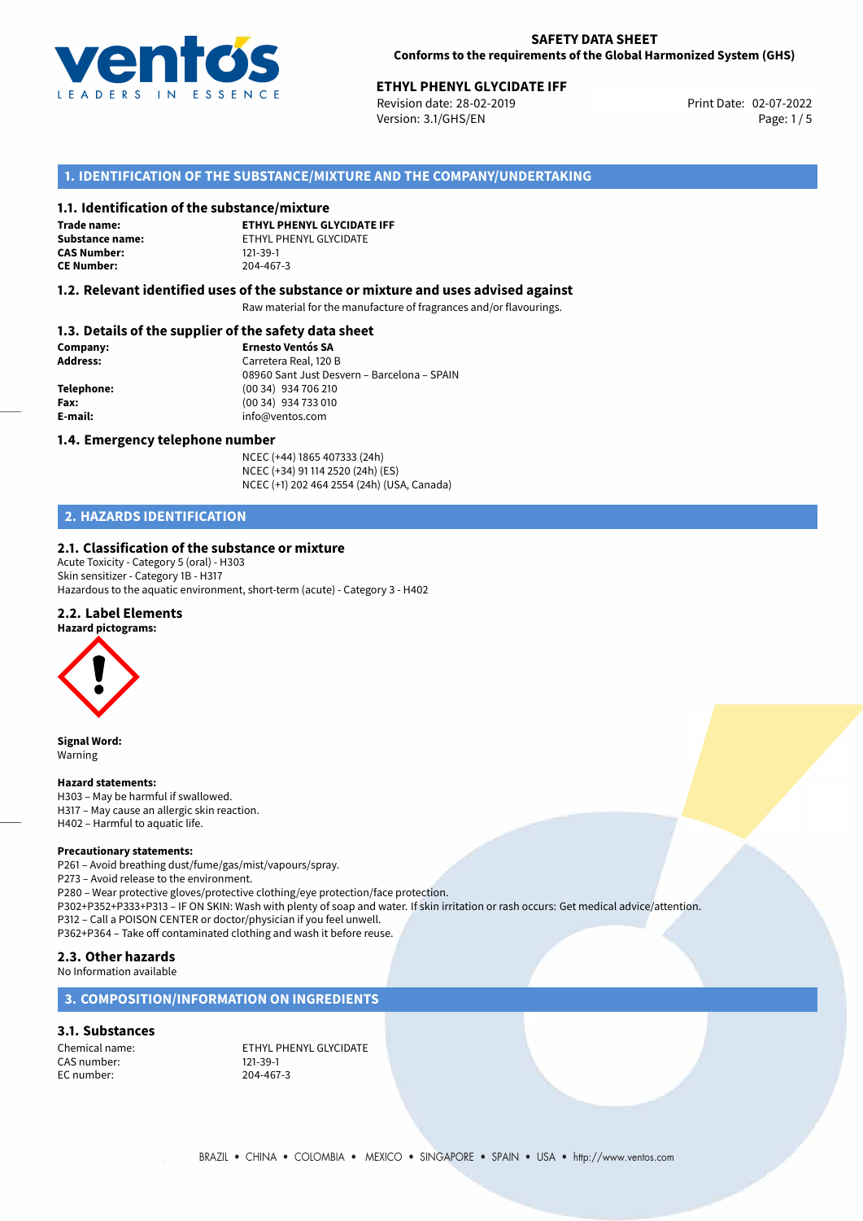**SAFETY DATA SHEET**
**Conforms to the requirements of the Global Harmonized System (GHS)**

**ETHYL PHENYL GLYCIDATE IFF**
Revision date: 28-02-2019
Version: 3.1/GHS/EN
Print Date: 02-07-2022

## 1. IDENTIFICATION OF THE SUBSTANCE/MIXTURE AND THE COMPANY/UNDERTAKING

### 1.1. Identification of the substance/mixture

**Trade name:** **ETHYL PHENYL GLYCIDATE IFF**
**Substance name:** ETHYL PHENYL GLYCIDATE
**CAS Number:** 121-39-1
**CE Number:** 204-467-3

### 1.2. Relevant identified uses of the substance or mixture and uses advised against

Raw material for the manufacture of fragrances and/or flavourings.

### 1.3. Details of the supplier of the safety data sheet

**Company:** **Ernesto Ventós SA**
**Address:** Carretera Real, 120 B
08960 Sant Just Desvern – Barcelona – SPAIN
**Telephone:** (00 34) 934 706 210
**Fax:** (00 34) 934 733 010
**E-mail:** info@ventos.com

### 1.4. Emergency telephone number

NCEC (+44) 1865 407333 (24h)
NCEC (+34) 91 114 2520 (24h) (ES)
NCEC (+1) 202 464 2554 (24h) (USA, Canada)

## 2. HAZARDS IDENTIFICATION

### 2.1. Classification of the substance or mixture

Acute Toxicity - Category 5 (oral) - H303
Skin sensitizer - Category 1B - H317
Hazardous to the aquatic environment, short-term (acute) - Category 3 - H402

### 2.2. Label Elements

**Hazard pictograms:**

**Signal Word:**
Warning

**Hazard statements:**
H303 – May be harmful if swallowed.
H317 – May cause an allergic skin reaction.
H402 – Harmful to aquatic life.

**Precautionary statements:**
P261 – Avoid breathing dust/fume/gas/mist/vapours/spray.
P273 – Avoid release to the environment.
P280 – Wear protective gloves/protective clothing/eye protection/face protection.
P302+P352+P333+P313 – IF ON SKIN: Wash with plenty of soap and water. If skin irritation or rash occurs: Get medical advice/attention.
P312 – Call a POISON CENTER or doctor/physician if you feel unwell.
P362+P364 – Take off contaminated clothing and wash it before reuse.

### 2.3. Other hazards

No Information available

## 3. COMPOSITION/INFORMATION ON INGREDIENTS

### 3.1. Substances

Chemical name: ETHYL PHENYL GLYCIDATE
CAS number: 121-39-1
EC number: 204-467-3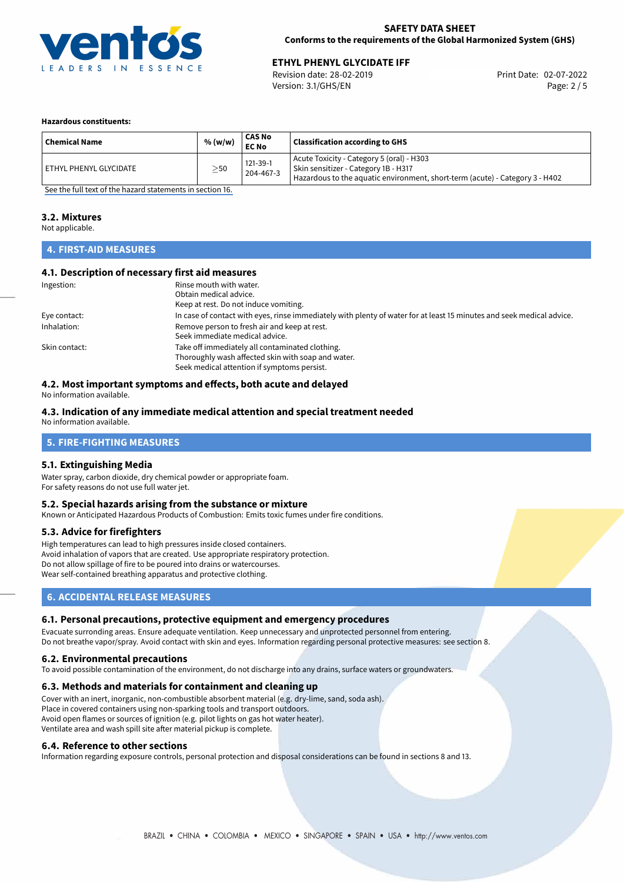**Hazardous constituents:**

| Chemical Name | % (w/w) | CAS No<br>EC No | Classification according to GHS |
|---|---|---|---|
| ETHYL PHENYL GLYCIDATE | $\geq$50 | 121-39-1<br>204-467-3 | Acute Toxicity - Category 5 (oral) - H303<br>Skin sensitizer - Category 1B - H317<br>Hazardous to the aquatic environment, short-term (acute) - Category 3 - H402 |

See the full text of the hazard statements in section 16.

### 3.2. Mixtures

Not applicable.

## 4. FIRST-AID MEASURES

### 4.1. Description of necessary first aid measures

Ingestion: Rinse mouth with water.
Obtain medical advice.
Keep at rest. Do not induce vomiting.

Eye contact: In case of contact with eyes, rinse immediately with plenty of water for at least 15 minutes and seek medical advice.

Inhalation: Remove person to fresh air and keep at rest.
Seek immediate medical advice.

Skin contact: Take off immediately all contaminated clothing.
Thoroughly wash affected skin with soap and water.
Seek medical attention if symptoms persist.

### 4.2. Most important symptoms and effects, both acute and delayed

No information available.

### 4.3. Indication of any immediate medical attention and special treatment needed

No information available.

## 5. FIRE-FIGHTING MEASURES

### 5.1. Extinguishing Media

Water spray, carbon dioxide, dry chemical powder or appropriate foam.
For safety reasons do not use full water jet.

### 5.2. Special hazards arising from the substance or mixture

Known or Anticipated Hazardous Products of Combustion: Emits toxic fumes under fire conditions.

### 5.3. Advice for firefighters

High temperatures can lead to high pressures inside closed containers.
Avoid inhalation of vapors that are created. Use appropriate respiratory protection.
Do not allow spillage of fire to be poured into drains or watercourses.
Wear self-contained breathing apparatus and protective clothing.

## 6. ACCIDENTAL RELEASE MEASURES

### 6.1. Personal precautions, protective equipment and emergency procedures

Evacuate surronding areas. Ensure adequate ventilation. Keep unnecessary and unprotected personnel from entering.
Do not breathe vapor/spray. Avoid contact with skin and eyes. Information regarding personal protective measures: see section 8.

### 6.2. Environmental precautions

To avoid possible contamination of the environment, do not discharge into any drains, surface waters or groundwaters.

### 6.3. Methods and materials for containment and cleaning up

Cover with an inert, inorganic, non-combustible absorbent material (e.g. dry-lime, sand, soda ash).
Place in covered containers using non-sparking tools and transport outdoors.
Avoid open flames or sources of ignition (e.g. pilot lights on gas hot water heater).
Ventilate area and wash spill site after material pickup is complete.

### 6.4. Reference to other sections

Information regarding exposure controls, personal protection and disposal considerations can be found in sections 8 and 13.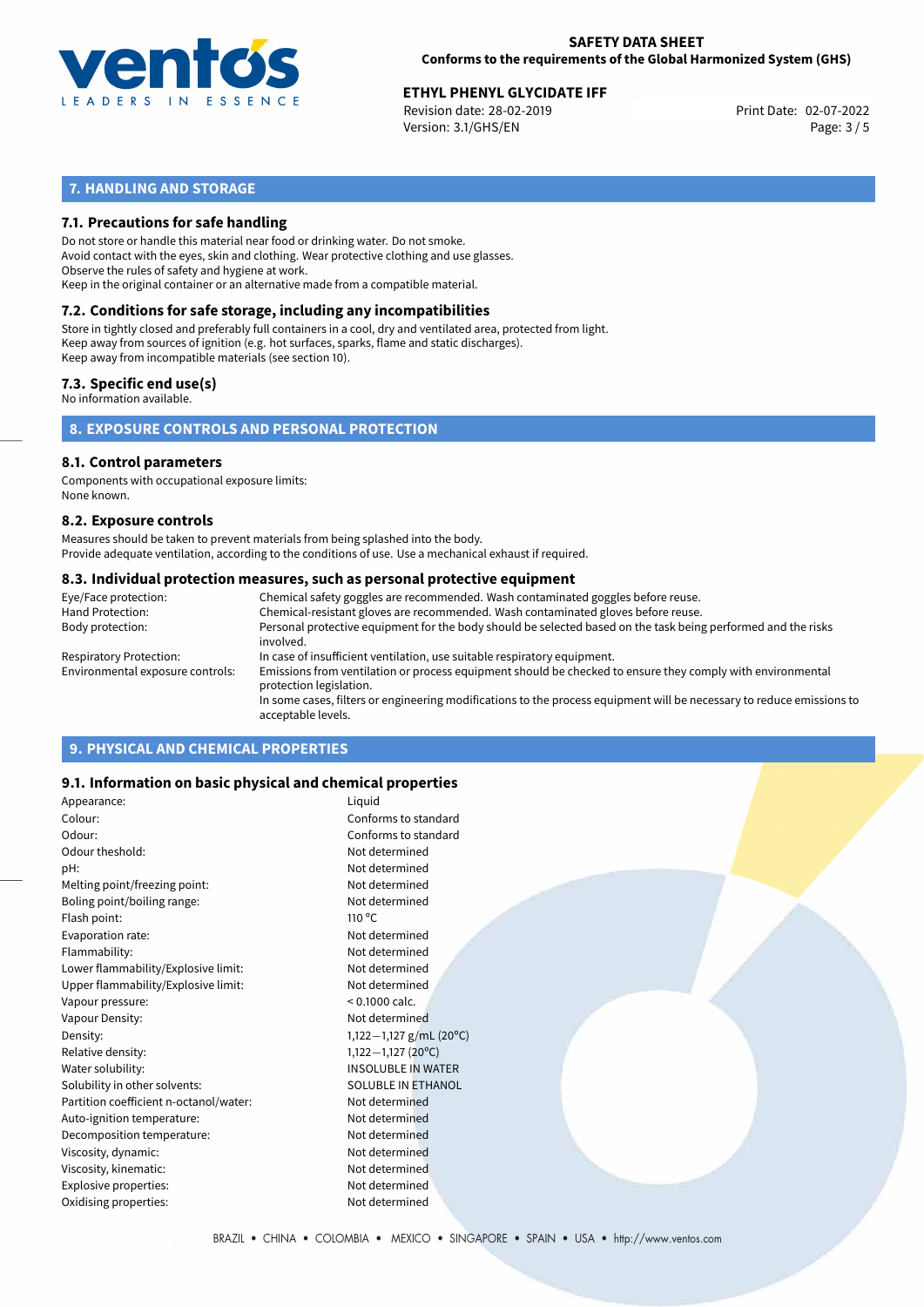## 7. HANDLING AND STORAGE

### 7.1. Precautions for safe handling

Do not store or handle this material near food or drinking water. Do not smoke.
Avoid contact with the eyes, skin and clothing. Wear protective clothing and use glasses.
Observe the rules of safety and hygiene at work.
Keep in the original container or an alternative made from a compatible material.

### 7.2. Conditions for safe storage, including any incompatibilities

Store in tightly closed and preferably full containers in a cool, dry and ventilated area, protected from light.
Keep away from sources of ignition (e.g. hot surfaces, sparks, flame and static discharges).
Keep away from incompatible materials (see section 10).

### 7.3. Specific end use(s)

No information available.

## 8. EXPOSURE CONTROLS AND PERSONAL PROTECTION

### 8.1. Control parameters

Components with occupational exposure limits:
None known.

### 8.2. Exposure controls

Measures should be taken to prevent materials from being splashed into the body.
Provide adequate ventilation, according to the conditions of use. Use a mechanical exhaust if required.

### 8.3. Individual protection measures, such as personal protective equipment

| | |
|---|---|
| Eye/Face protection: | Chemical safety goggles are recommended. Wash contaminated goggles before reuse. |
| Hand Protection: | Chemical-resistant gloves are recommended. Wash contaminated gloves before reuse. |
| Body protection: | Personal protective equipment for the body should be selected based on the task being performed and the risks involved. |
| Respiratory Protection: | In case of insufficient ventilation, use suitable respiratory equipment. |
| Environmental exposure controls: | Emissions from ventilation or process equipment should be checked to ensure they comply with environmental protection legislation. In some cases, filters or engineering modifications to the process equipment will be necessary to reduce emissions to acceptable levels. |

## 9. PHYSICAL AND CHEMICAL PROPERTIES

### 9.1. Information on basic physical and chemical properties

| | |
|---|---|
| Appearance: | Liquid |
| Colour: | Conforms to standard |
| Odour: | Conforms to standard |
| Odour theshold: | Not determined |
| pH: | Not determined |
| Melting point/freezing point: | Not determined |
| Boling point/boiling range: | Not determined |
| Flash point: | 110 °C |
| Evaporation rate: | Not determined |
| Flammability: | Not determined |
| Lower flammability/Explosive limit: | Not determined |
| Upper flammability/Explosive limit: | Not determined |
| Vapour pressure: | < 0.1000 calc. |
| Vapour Density: | Not determined |
| Density: | 1,122—1,127 g/mL (20°C) |
| Relative density: | 1,122—1,127 (20°C) |
| Water solubility: | INSOLUBLE IN WATER |
| Solubility in other solvents: | SOLUBLE IN ETHANOL |
| Partition coefficient n-octanol/water: | Not determined |
| Auto-ignition temperature: | Not determined |
| Decomposition temperature: | Not determined |
| Viscosity, dynamic: | Not determined |
| Viscosity, kinematic: | Not determined |
| Explosive properties: | Not determined |
| Oxidising properties: | Not determined |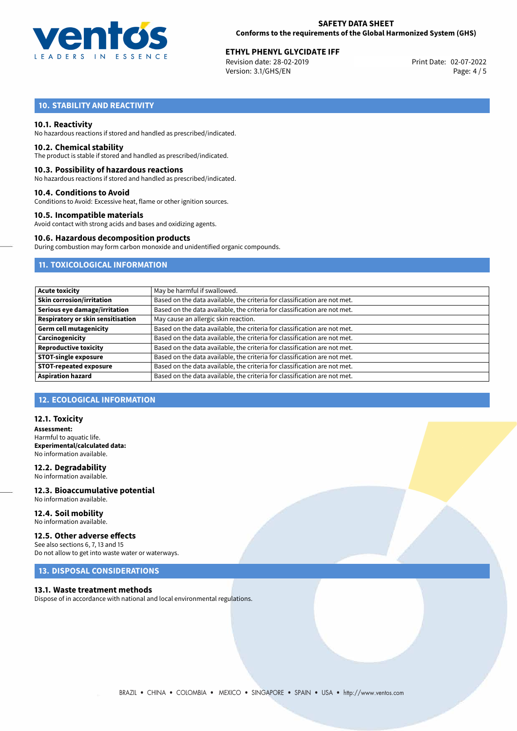## 10. STABILITY AND REACTIVITY

### 10.1. Reactivity
No hazardous reactions if stored and handled as prescribed/indicated.

### 10.2. Chemical stability
The product is stable if stored and handled as prescribed/indicated.

### 10.3. Possibility of hazardous reactions
No hazardous reactions if stored and handled as prescribed/indicated.

### 10.4. Conditions to Avoid
Conditions to Avoid: Excessive heat, flame or other ignition sources.

### 10.5. Incompatible materials
Avoid contact with strong acids and bases and oxidizing agents.

### 10.6. Hazardous decomposition products
During combustion may form carbon monoxide and unidentified organic compounds.

## 11. TOXICOLOGICAL INFORMATION

| | |
|---|---|
| **Acute toxicity** | May be harmful if swallowed. |
| **Skin corrosion/irritation** | Based on the data available, the criteria for classification are not met. |
| **Serious eye damage/irritation** | Based on the data available, the criteria for classification are not met. |
| **Respiratory or skin sensitisation** | May cause an allergic skin reaction. |
| **Germ cell mutagenicity** | Based on the data available, the criteria for classification are not met. |
| **Carcinogenicity** | Based on the data available, the criteria for classification are not met. |
| **Reproductive toxicity** | Based on the data available, the criteria for classification are not met. |
| **STOT-single exposure** | Based on the data available, the criteria for classification are not met. |
| **STOT-repeated exposure** | Based on the data available, the criteria for classification are not met. |
| **Aspiration hazard** | Based on the data available, the criteria for classification are not met. |

## 12. ECOLOGICAL INFORMATION

### 12.1. Toxicity
**Assessment:**
Harmful to aquatic life.
**Experimental/calculated data:**
No information available.

### 12.2. Degradability
No information available.

### 12.3. Bioaccumulative potential
No information available.

### 12.4. Soil mobility
No information available.

### 12.5. Other adverse effects
See also sections 6, 7, 13 and 15
Do not allow to get into waste water or waterways.

## 13. DISPOSAL CONSIDERATIONS

### 13.1. Waste treatment methods
Dispose of in accordance with national and local environmental regulations.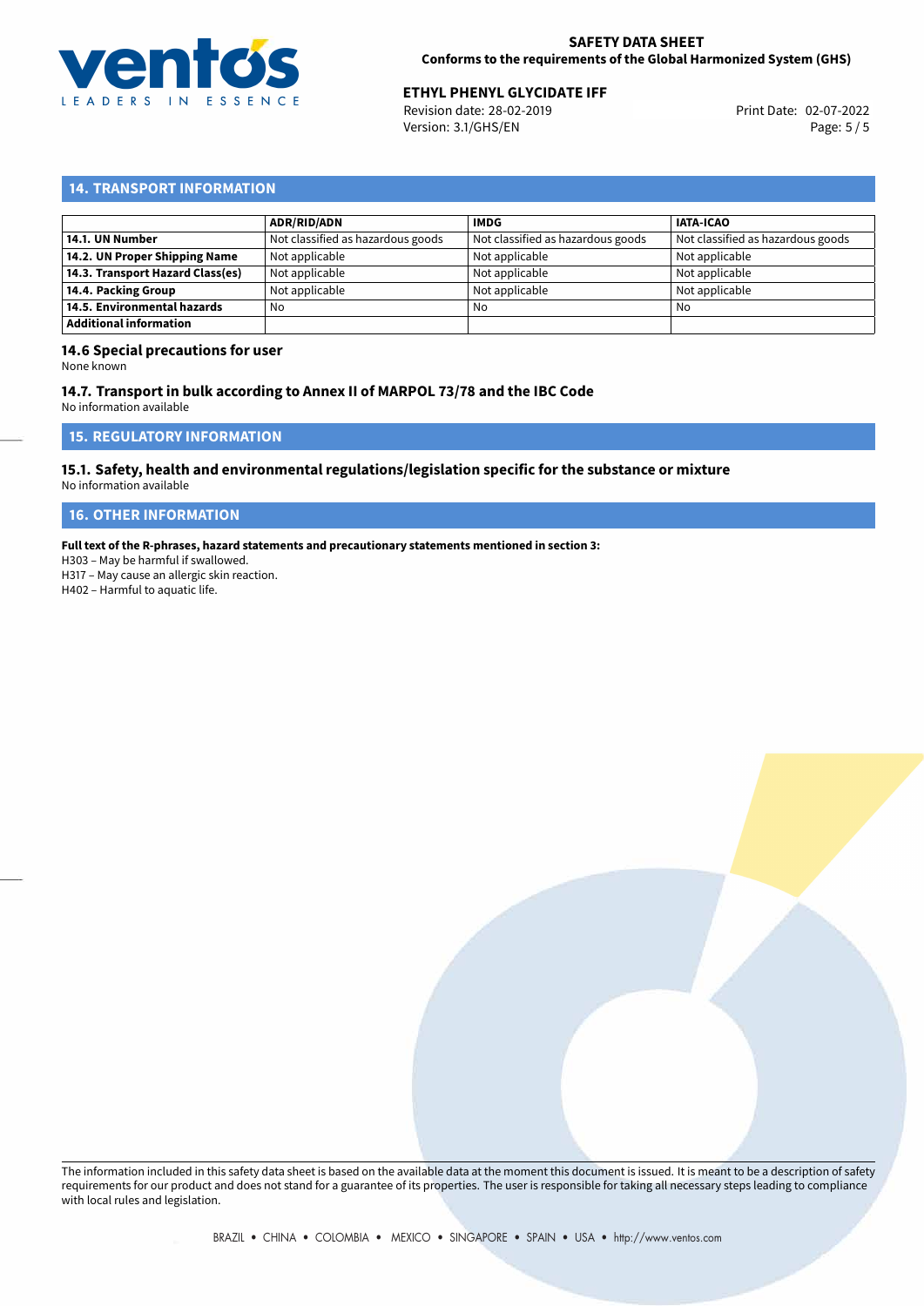## 14. TRANSPORT INFORMATION

| | ADR/RID/ADN | IMDG | IATA-ICAO |
|---|---|---|---|
| **14.1. UN Number** | Not classified as hazardous goods | Not classified as hazardous goods | Not classified as hazardous goods |
| **14.2. UN Proper Shipping Name** | Not applicable | Not applicable | Not applicable |
| **14.3. Transport Hazard Class(es)** | Not applicable | Not applicable | Not applicable |
| **14.4. Packing Group** | Not applicable | Not applicable | Not applicable |
| **14.5. Environmental hazards** | No | No | No |
| **Additional information** | | | |

### 14.6 Special precautions for user

None known

### 14.7. Transport in bulk according to Annex II of MARPOL 73/78 and the IBC Code

No information available

## 15. REGULATORY INFORMATION

### 15.1. Safety, health and environmental regulations/legislation specific for the substance or mixture

No information available

## 16. OTHER INFORMATION

**Full text of the R-phrases, hazard statements and precautionary statements mentioned in section 3:**

H303 – May be harmful if swallowed.
H317 – May cause an allergic skin reaction.
H402 – Harmful to aquatic life.

The information included in this safety data sheet is based on the available data at the moment this document is issued. It is meant to be a description of safety requirements for our product and does not stand for a guarantee of its properties. The user is responsible for taking all necessary steps leading to compliance with local rules and legislation.